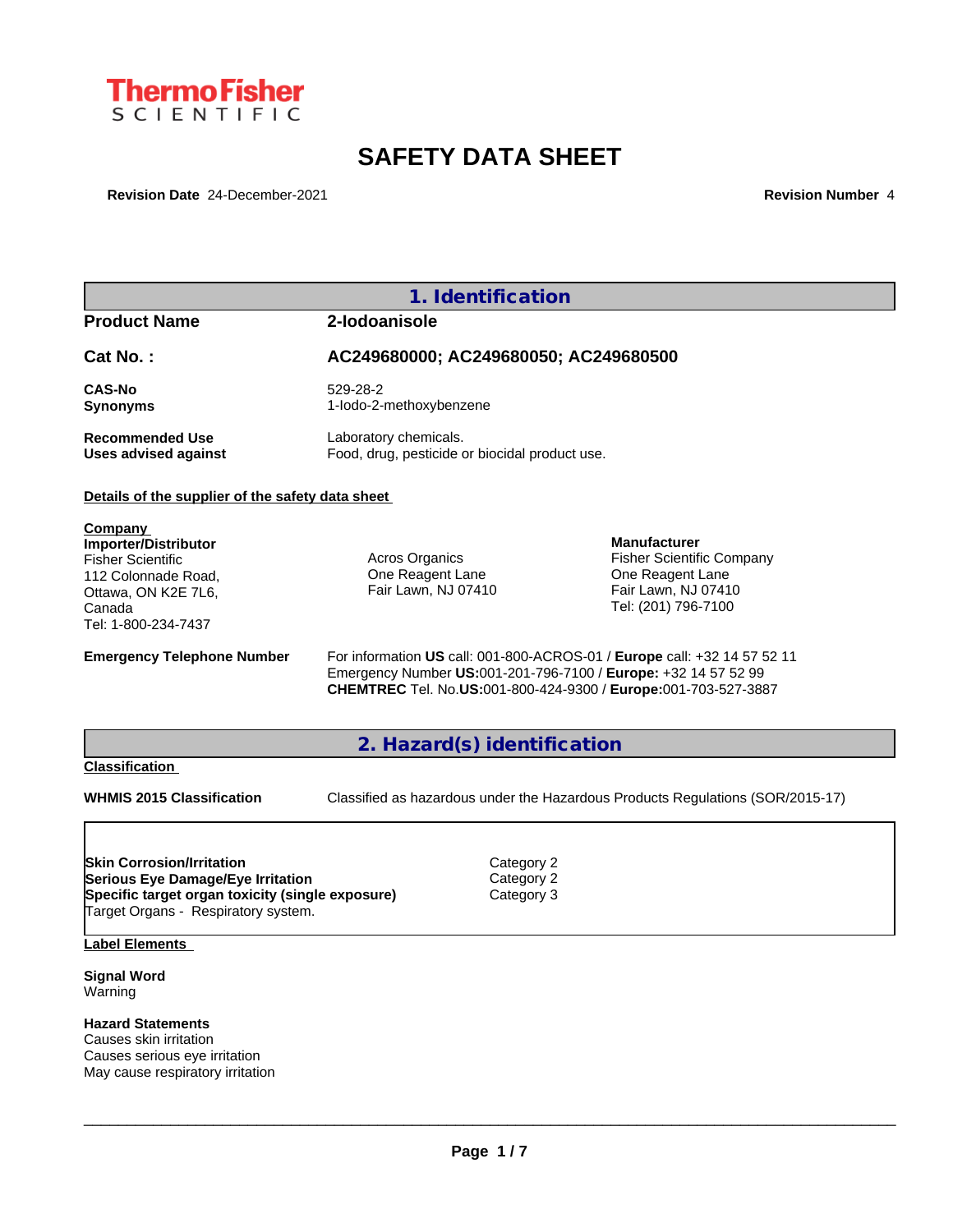ThermoFisher SCIENTIFIC

# SAFETY DATA SHEET

**Revision Date** 24-December-2021 **Revision Number** 4

## 1. Identification

**Product Name** 2-Iodoanisole

**Cat No. :** AC249680000; AC249680050; AC249680500

**CAS-No** 529-28-2
**Synonyms** 1-Iodo-2-methoxybenzene

**Recommended Use** Laboratory chemicals.
**Uses advised against** Food, drug, pesticide or biocidal product use.

**Details of the supplier of the safety data sheet**

**Company**
**Importer/Distributor**
Fisher Scientific
112 Colonnade Road,
Ottawa, ON K2E 7L6,
Canada
Tel: 1-800-234-7437

Acros Organics
One Reagent Lane
Fair Lawn, NJ 07410

**Manufacturer**
Fisher Scientific Company
One Reagent Lane
Fair Lawn, NJ 07410
Tel: (201) 796-7100

**Emergency Telephone Number**
For information **US** call: 001-800-ACROS-01 / **Europe** call: +32 14 57 52 11
Emergency Number **US:**001-201-796-7100 / **Europe:** +32 14 57 52 99
**CHEMTREC** Tel. No.**US:**001-800-424-9300 / **Europe:**001-703-527-3887

## 2. Hazard(s) identification

**Classification**

**WHMIS 2015 Classification** Classified as hazardous under the Hazardous Products Regulations (SOR/2015-17)

| | |
|---|---|
| **Skin Corrosion/Irritation** | Category 2 |
| **Serious Eye Damage/Eye Irritation** | Category 2 |
| **Specific target organ toxicity (single exposure)** | Category 3 |
| Target Organs - Respiratory system. | |

**Label Elements**

**Signal Word**
Warning

**Hazard Statements**
Causes skin irritation
Causes serious eye irritation
May cause respiratory irritation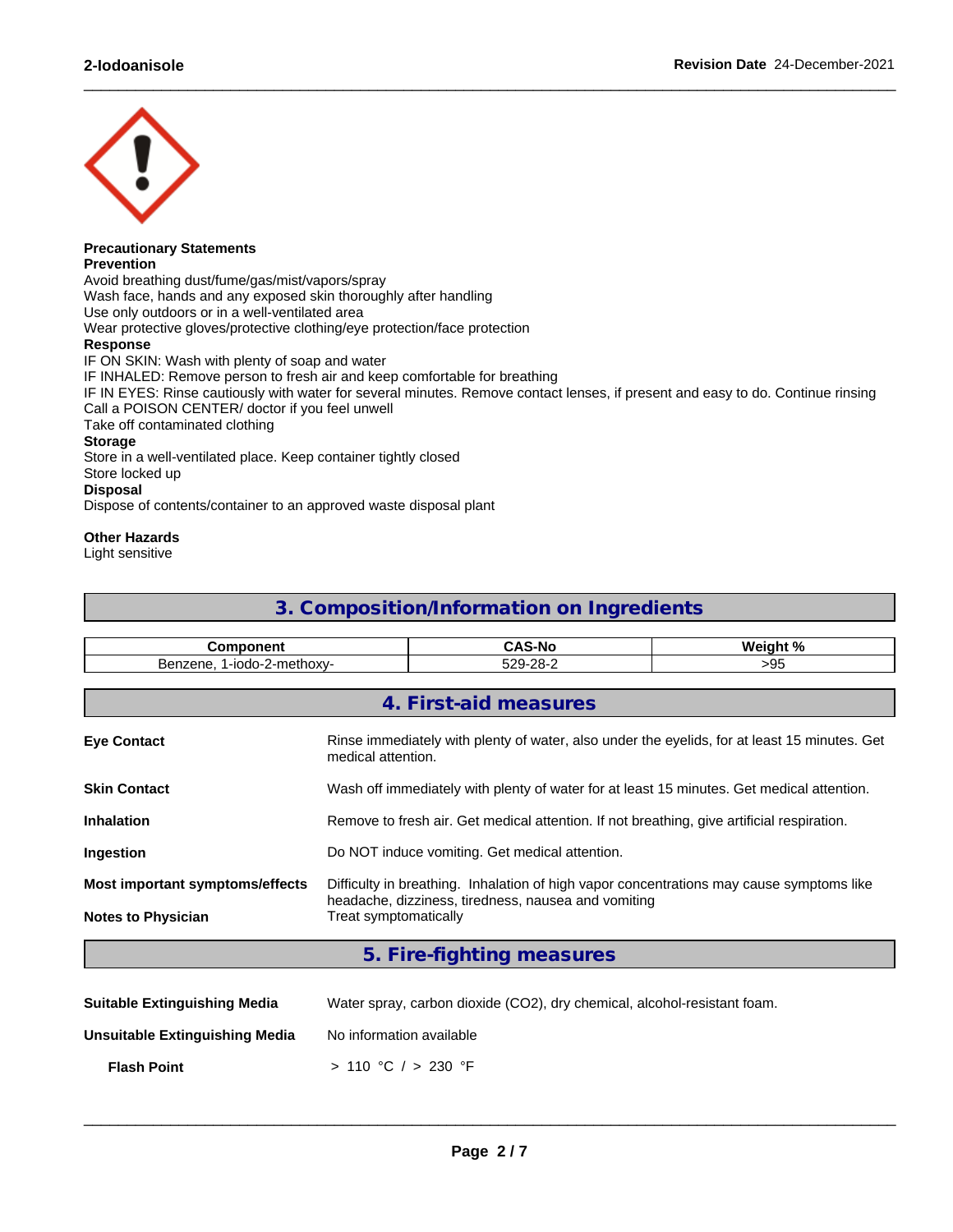**Precautionary Statements**
**Prevention**
Avoid breathing dust/fume/gas/mist/vapors/spray
Wash face, hands and any exposed skin thoroughly after handling
Use only outdoors or in a well-ventilated area
Wear protective gloves/protective clothing/eye protection/face protection
**Response**
IF ON SKIN: Wash with plenty of soap and water
IF INHALED: Remove person to fresh air and keep comfortable for breathing
IF IN EYES: Rinse cautiously with water for several minutes. Remove contact lenses, if present and easy to do. Continue rinsing
Call a POISON CENTER/ doctor if you feel unwell
Take off contaminated clothing
**Storage**
Store in a well-ventilated place. Keep container tightly closed
Store locked up
**Disposal**
Dispose of contents/container to an approved waste disposal plant

**Other Hazards**
Light sensitive

## 3. Composition/Information on Ingredients

| Component | CAS-No | Weight % |
|---|---|---|
| Benzene, 1-iodo-2-methoxy- | 529-28-2 | >95 |

## 4. First-aid measures

**Eye Contact** Rinse immediately with plenty of water, also under the eyelids, for at least 15 minutes. Get medical attention.

**Skin Contact** Wash off immediately with plenty of water for at least 15 minutes. Get medical attention.

**Inhalation** Remove to fresh air. Get medical attention. If not breathing, give artificial respiration.

**Ingestion** Do NOT induce vomiting. Get medical attention.

**Most important symptoms/effects** Difficulty in breathing. Inhalation of high vapor concentrations may cause symptoms like headache, dizziness, tiredness, nausea and vomiting

**Notes to Physician** Treat symptomatically

## 5. Fire-fighting measures

**Suitable Extinguishing Media** Water spray, carbon dioxide ($CO_2$), dry chemical, alcohol-resistant foam.

**Unsuitable Extinguishing Media** No information available

**Flash Point** > 110 °C / > 230 °F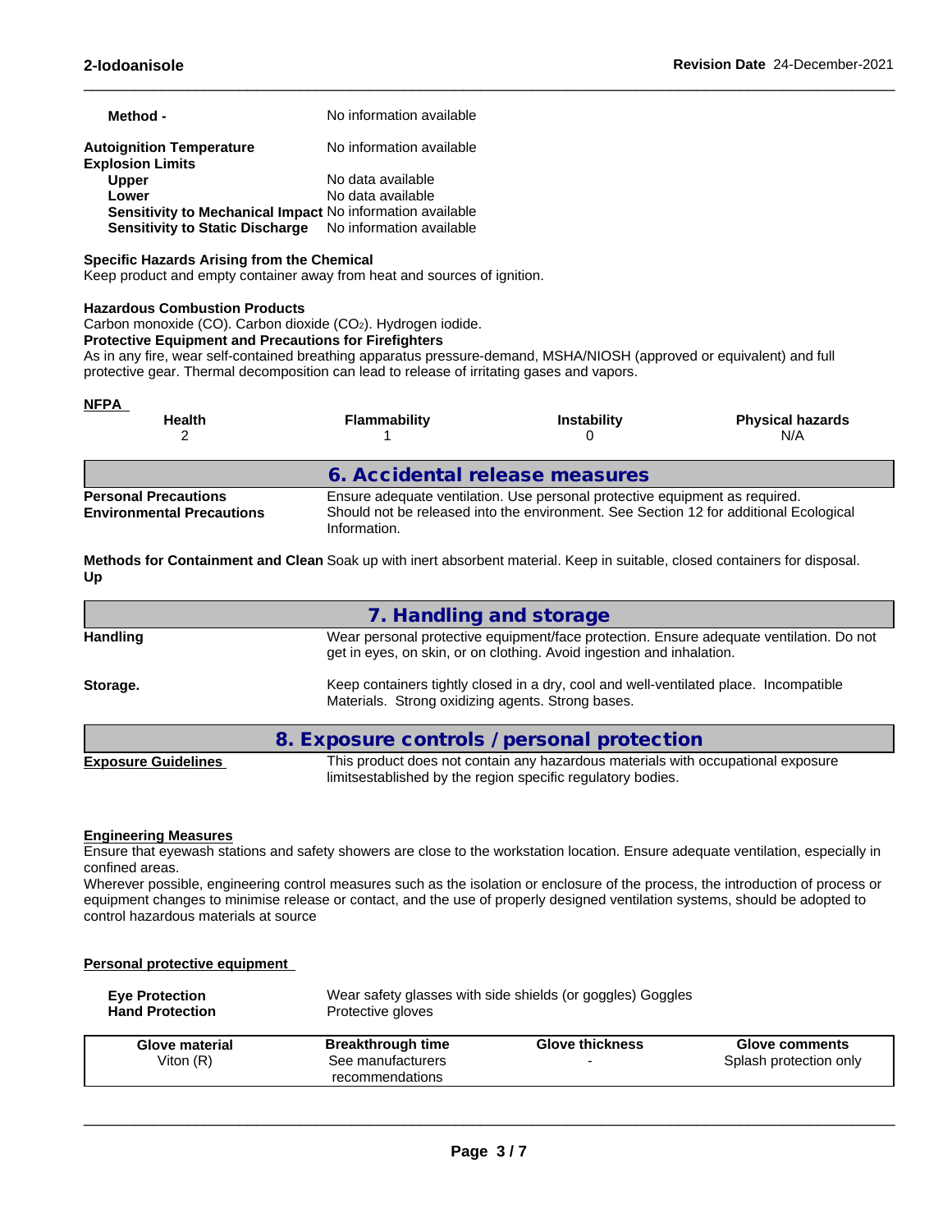| | |
|---|---|
| **Method -** | No information available |
| **Autoignition Temperature** | No information available |
| **Explosion Limits** | |
| **Upper** | No data available |
| **Lower** | No data available |
| **Sensitivity to Mechanical Impact** | No information available |
| **Sensitivity to Static Discharge** | No information available |

**Specific Hazards Arising from the Chemical**
Keep product and empty container away from heat and sources of ignition.

**Hazardous Combustion Products**
Carbon monoxide (CO). Carbon dioxide ($CO_2$). Hydrogen iodide.

**Protective Equipment and Precautions for Firefighters**
As in any fire, wear self-contained breathing apparatus pressure-demand, MSHA/NIOSH (approved or equivalent) and full protective gear. Thermal decomposition can lead to release of irritating gases and vapors.

**NFPA**

| Health | Flammability | Instability | Physical hazards |
|---|---|---|---|
| 2 | 1 | 0 | N/A |

## 6. Accidental release measures

| | |
|---|---|
| **Personal Precautions** | Ensure adequate ventilation. Use personal protective equipment as required. |
| **Environmental Precautions** | Should not be released into the environment. See Section 12 for additional Ecological Information. |
| **Methods for Containment and Clean Up** | Soak up with inert absorbent material. Keep in suitable, closed containers for disposal. |

## 7. Handling and storage

| | |
|---|---|
| **Handling** | Wear personal protective equipment/face protection. Ensure adequate ventilation. Do not get in eyes, on skin, or on clothing. Avoid ingestion and inhalation. |
| **Storage.** | Keep containers tightly closed in a dry, cool and well-ventilated place. Incompatible Materials. Strong oxidizing agents. Strong bases. |

## 8. Exposure controls / personal protection

| | |
|---|---|
| **Exposure Guidelines** | This product does not contain any hazardous materials with occupational exposure limitsestablished by the region specific regulatory bodies. |

**Engineering Measures**
Ensure that eyewash stations and safety showers are close to the workstation location. Ensure adequate ventilation, especially in confined areas.
Wherever possible, engineering control measures such as the isolation or enclosure of the process, the introduction of process or equipment changes to minimise release or contact, and the use of properly designed ventilation systems, should be adopted to control hazardous materials at source

**Personal protective equipment**

| | |
|---|---|
| **Eye Protection** | Wear safety glasses with side shields (or goggles) Goggles |
| **Hand Protection** | Protective gloves |

| Glove material | Breakthrough time | Glove thickness | Glove comments |
|---|---|---|---|
| Viton (R) | See manufacturers recommendations | - | Splash protection only |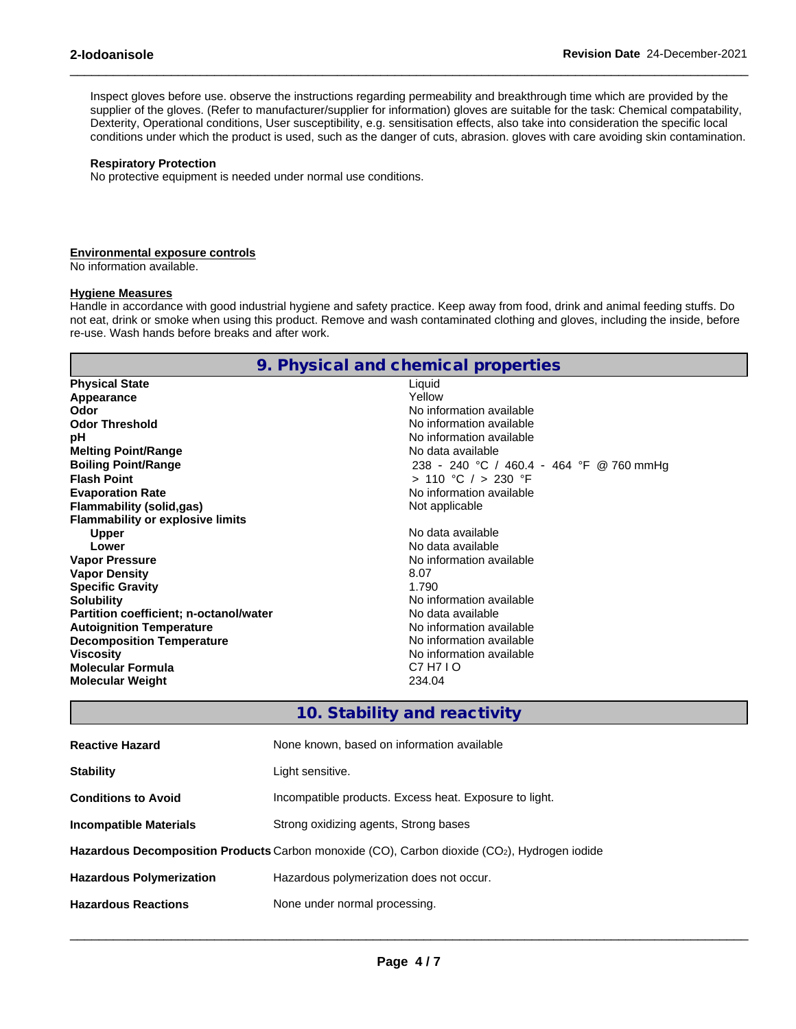Inspect gloves before use. observe the instructions regarding permeability and breakthrough time which are provided by the supplier of the gloves. (Refer to manufacturer/supplier for information) gloves are suitable for the task: Chemical compatability, Dexterity, Operational conditions, User susceptibility, e.g. sensitisation effects, also take into consideration the specific local conditions under which the product is used, such as the danger of cuts, abrasion. gloves with care avoiding skin contamination.

**Respiratory Protection**
No protective equipment is needed under normal use conditions.

**Environmental exposure controls**
No information available.

**Hygiene Measures**
Handle in accordance with good industrial hygiene and safety practice. Keep away from food, drink and animal feeding stuffs. Do not eat, drink or smoke when using this product. Remove and wash contaminated clothing and gloves, including the inside, before re-use. Wash hands before breaks and after work.

## 9. Physical and chemical properties

| | |
|---|---|
| **Physical State** | Liquid |
| **Appearance** | Yellow |
| **Odor** | No information available |
| **Odor Threshold** | No information available |
| **pH** | No information available |
| **Melting Point/Range** | No data available |
| **Boiling Point/Range** | 238 - 240 °C / 460.4 - 464 °F @ 760 mmHg |
| **Flash Point** | > 110 °C / > 230 °F |
| **Evaporation Rate** | No information available |
| **Flammability (solid,gas)** | Not applicable |
| **Flammability or explosive limits** | |
| **Upper** | No data available |
| **Lower** | No data available |
| **Vapor Pressure** | No information available |
| **Vapor Density** | 8.07 |
| **Specific Gravity** | 1.790 |
| **Solubility** | No information available |
| **Partition coefficient; n-octanol/water** | No data available |
| **Autoignition Temperature** | No information available |
| **Decomposition Temperature** | No information available |
| **Viscosity** | No information available |
| **Molecular Formula** | C7 H7 I O |
| **Molecular Weight** | 234.04 |

## 10. Stability and reactivity

| | |
|---|---|
| **Reactive Hazard** | None known, based on information available |
| **Stability** | Light sensitive. |
| **Conditions to Avoid** | Incompatible products. Excess heat. Exposure to light. |
| **Incompatible Materials** | Strong oxidizing agents, Strong bases |
| **Hazardous Decomposition Products** | Carbon monoxide (CO), Carbon dioxide ($CO_2$), Hydrogen iodide |
| **Hazardous Polymerization** | Hazardous polymerization does not occur. |
| **Hazardous Reactions** | None under normal processing. |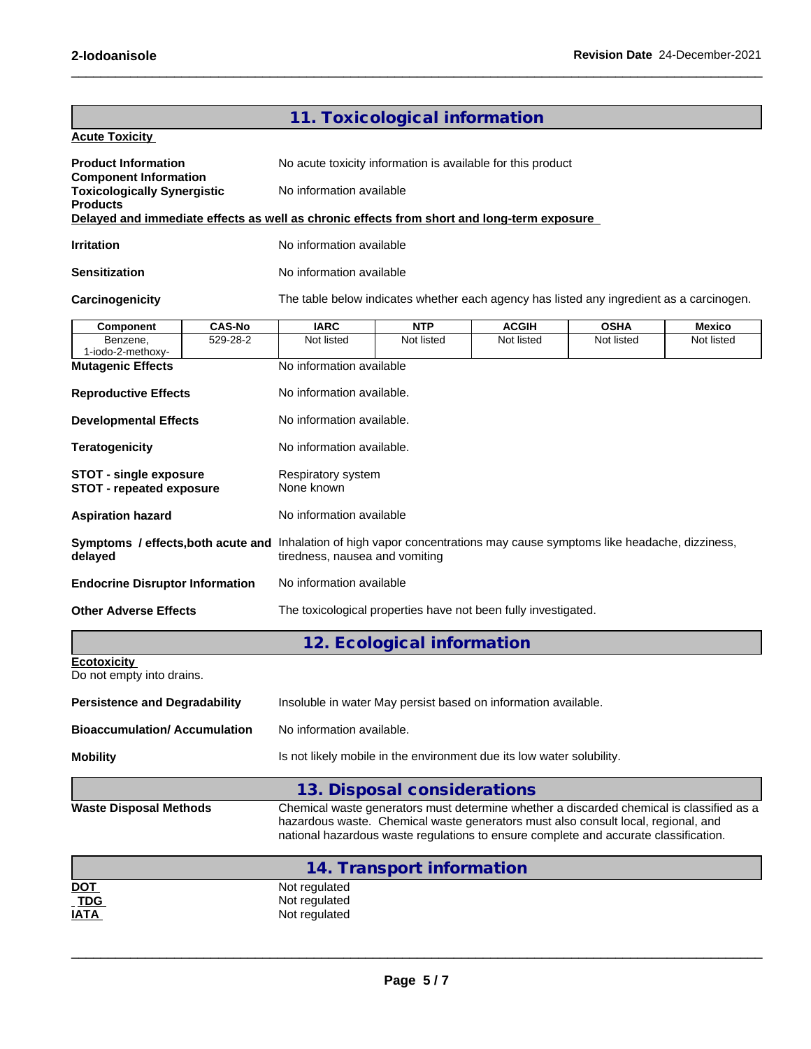## 11. Toxicological information

**Acute Toxicity**

**Product Information** No acute toxicity information is available for this product

**Component Information**

**Toxicologically Synergistic Products** No information available

**Delayed and immediate effects as well as chronic effects from short and long-term exposure**

**Irritation** No information available

**Sensitization** No information available

**Carcinogenicity** The table below indicates whether each agency has listed any ingredient as a carcinogen.

| Component | CAS-No | IARC | NTP | ACGIH | OSHA | Mexico |
|---|---|---|---|---|---|---|
| Benzene, 1-iodo-2-methoxy- | 529-28-2 | Not listed | Not listed | Not listed | Not listed | Not listed |

**Mutagenic Effects** No information available

**Reproductive Effects** No information available.

**Developmental Effects** No information available.

**Teratogenicity** No information available.

**STOT - single exposure** Respiratory system

**STOT - repeated exposure** None known

**Aspiration hazard** No information available

**Symptoms / effects,both acute and delayed** Inhalation of high vapor concentrations may cause symptoms like headache, dizziness, tiredness, nausea and vomiting

**Endocrine Disruptor Information** No information available

**Other Adverse Effects** The toxicological properties have not been fully investigated.

## 12. Ecological information

**Ecotoxicity**

Do not empty into drains.

**Persistence and Degradability** Insoluble in water May persist based on information available.

**Bioaccumulation/ Accumulation** No information available.

**Mobility** Is not likely mobile in the environment due its low water solubility.

## 13. Disposal considerations

**Waste Disposal Methods** Chemical waste generators must determine whether a discarded chemical is classified as a hazardous waste. Chemical waste generators must also consult local, regional, and national hazardous waste regulations to ensure complete and accurate classification.

## 14. Transport information

**DOT** Not regulated

**TDG** Not regulated

**IATA** Not regulated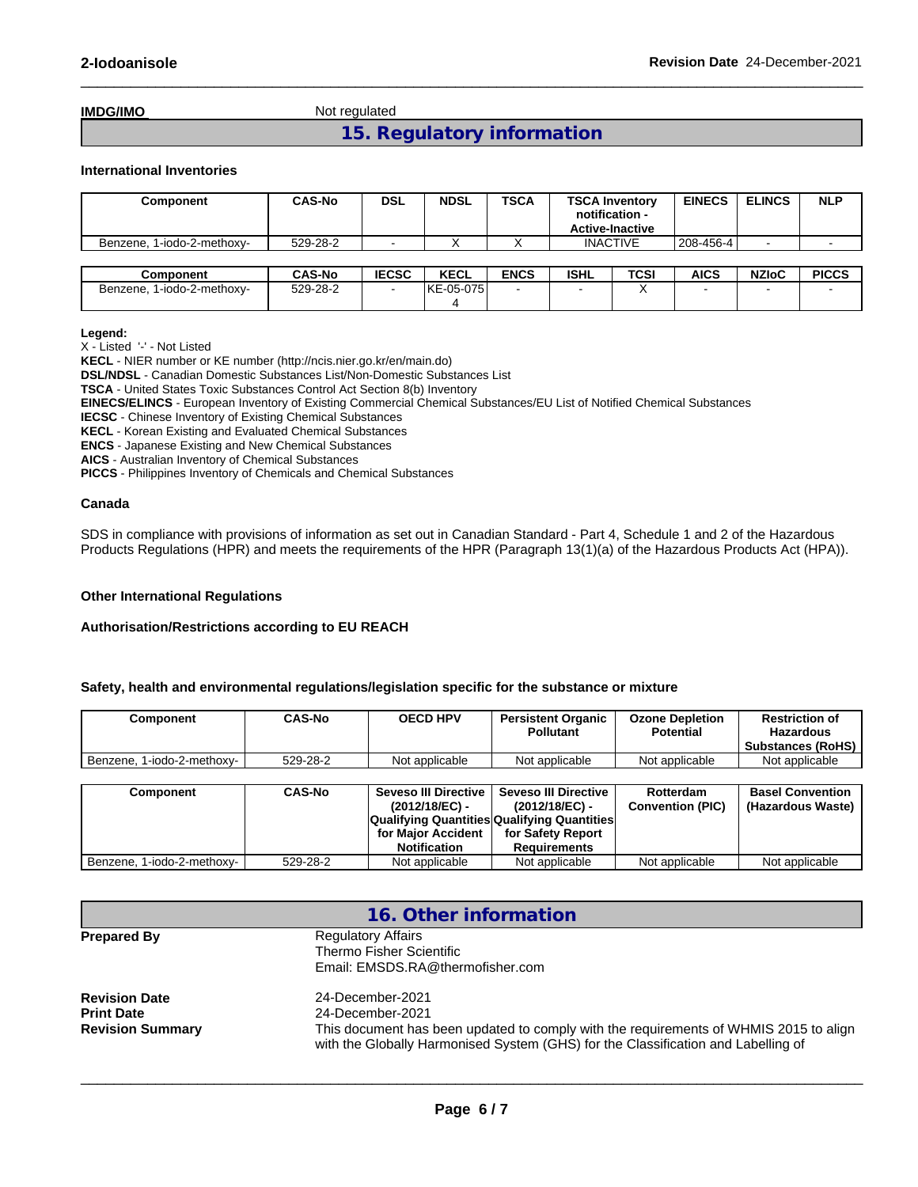**IMDG/IMO** Not regulated

## 15. Regulatory information

**International Inventories**

| Component | CAS-No | DSL | NDSL | TSCA | TSCA Inventory notification - Active-Inactive | EINECS | ELINCS | NLP |
|---|---|---|---|---|---|---|---|---|
| Benzene, 1-iodo-2-methoxy- | 529-28-2 | - | X | X | INACTIVE | 208-456-4 | - | - |

| Component | CAS-No | IECSC | KECL | ENCS | ISHL | TCSI | AICS | NZIoC | PICCS |
|---|---|---|---|---|---|---|---|---|---|
| Benzene, 1-iodo-2-methoxy- | 529-28-2 | - | KE-05-0754 | - | - | X | - | - | - |

**Legend:**
X - Listed '-' - Not Listed
**KECL** - NIER number or KE number (http://ncis.nier.go.kr/en/main.do)
**DSL/NDSL** - Canadian Domestic Substances List/Non-Domestic Substances List
**TSCA** - United States Toxic Substances Control Act Section 8(b) Inventory
**EINECS/ELINCS** - European Inventory of Existing Commercial Chemical Substances/EU List of Notified Chemical Substances
**IECSC** - Chinese Inventory of Existing Chemical Substances
**KECL** - Korean Existing and Evaluated Chemical Substances
**ENCS** - Japanese Existing and New Chemical Substances
**AICS** - Australian Inventory of Chemical Substances
**PICCS** - Philippines Inventory of Chemicals and Chemical Substances

**Canada**

SDS in compliance with provisions of information as set out in Canadian Standard - Part 4, Schedule 1 and 2 of the Hazardous Products Regulations (HPR) and meets the requirements of the HPR (Paragraph 13(1)(a) of the Hazardous Products Act (HPA)).

**Other International Regulations**

**Authorisation/Restrictions according to EU REACH**

**Safety, health and environmental regulations/legislation specific for the substance or mixture**

| Component | CAS-No | OECD HPV | Persistent Organic Pollutant | Ozone Depletion Potential | Restriction of Hazardous Substances (RoHS) |
|---|---|---|---|---|---|
| Benzene, 1-iodo-2-methoxy- | 529-28-2 | Not applicable | Not applicable | Not applicable | Not applicable |

| Component | CAS-No | Seveso III Directive (2012/18/EC) - Qualifying Quantities for Major Accident Notification | Seveso III Directive (2012/18/EC) - Qualifying Quantities for Safety Report Requirements | Rotterdam Convention (PIC) | Basel Convention (Hazardous Waste) |
|---|---|---|---|---|---|
| Benzene, 1-iodo-2-methoxy- | 529-28-2 | Not applicable | Not applicable | Not applicable | Not applicable |

## 16. Other information

**Prepared By** Regulatory Affairs
Thermo Fisher Scientific
Email: EMSDS.RA@thermofisher.com

**Revision Date** 24-December-2021
**Print Date** 24-December-2021
**Revision Summary** This document has been updated to comply with the requirements of WHMIS 2015 to align with the Globally Harmonised System (GHS) for the Classification and Labelling of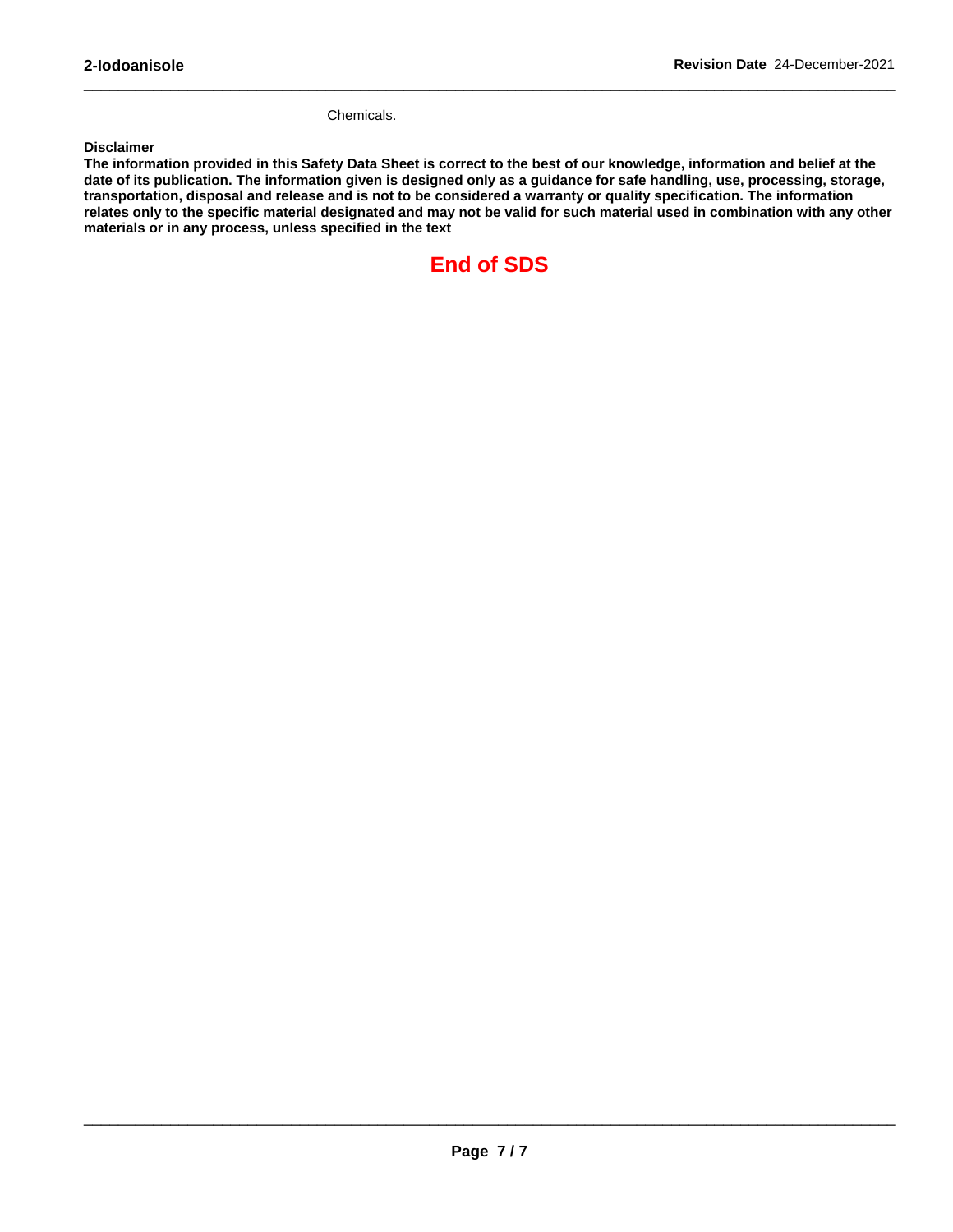Chemicals.

**Disclaimer**

**The information provided in this Safety Data Sheet is correct to the best of our knowledge, information and belief at the date of its publication. The information given is designed only as a guidance for safe handling, use, processing, storage, transportation, disposal and release and is not to be considered a warranty or quality specification. The information relates only to the specific material designated and may not be valid for such material used in combination with any other materials or in any process, unless specified in the text**

**End of SDS**